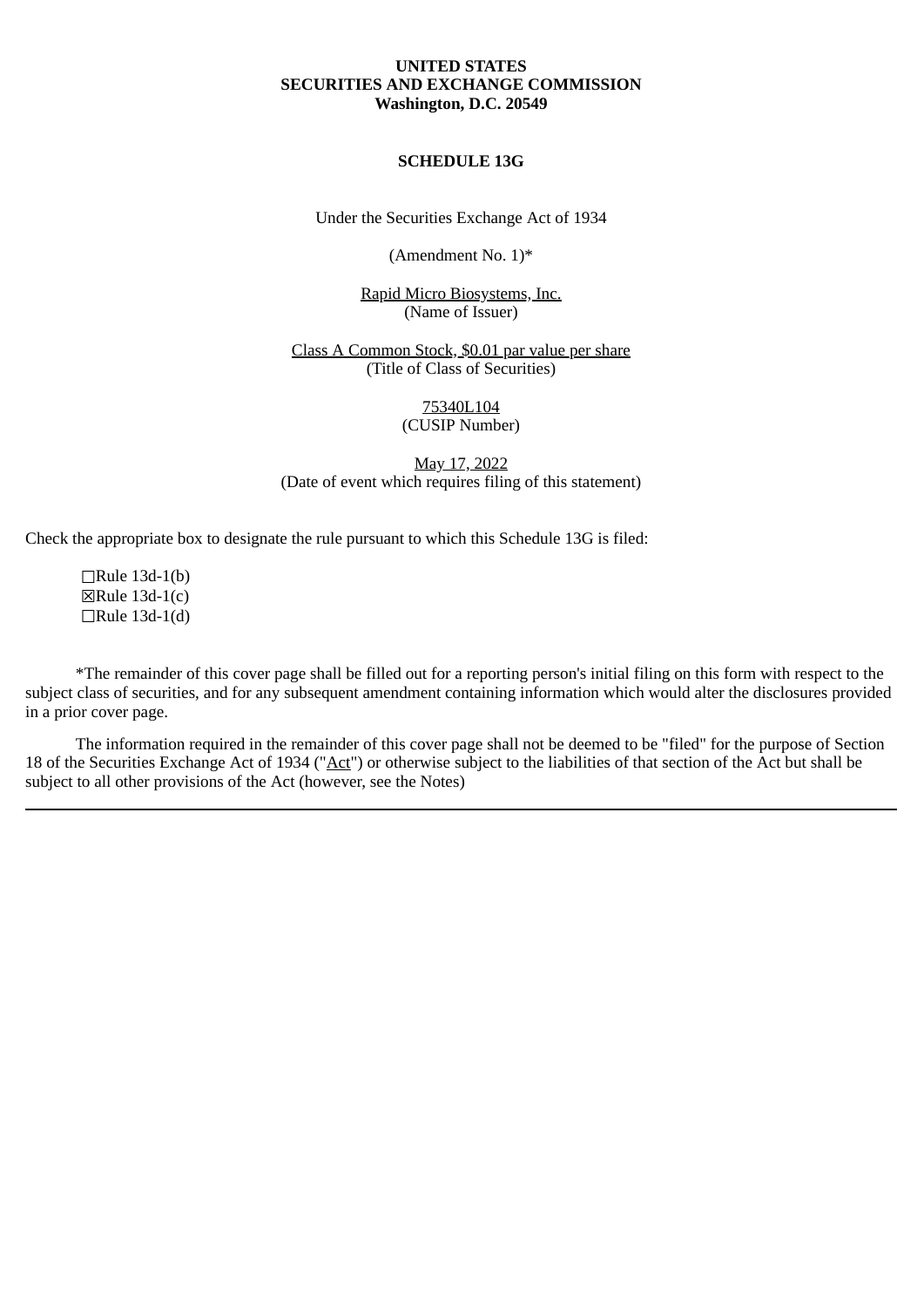**UNITED STATES**
**SECURITIES AND EXCHANGE COMMISSION**
**Washington, D.C. 20549**

**SCHEDULE 13G**

Under the Securities Exchange Act of 1934

(Amendment No. 1)*

Rapid Micro Biosystems, Inc.
(Name of Issuer)

Class A Common Stock, $0.01 par value per share
(Title of Class of Securities)

75340L104
(CUSIP Number)

May 17, 2022
(Date of event which requires filing of this statement)

Check the appropriate box to designate the rule pursuant to which this Schedule 13G is filed:

☐Rule 13d-1(b)
☒Rule 13d-1(c)
☐Rule 13d-1(d)

*The remainder of this cover page shall be filled out for a reporting person's initial filing on this form with respect to the subject class of securities, and for any subsequent amendment containing information which would alter the disclosures provided in a prior cover page.

The information required in the remainder of this cover page shall not be deemed to be "filed" for the purpose of Section 18 of the Securities Exchange Act of 1934 ("Act") or otherwise subject to the liabilities of that section of the Act but shall be subject to all other provisions of the Act (however, see the Notes)

---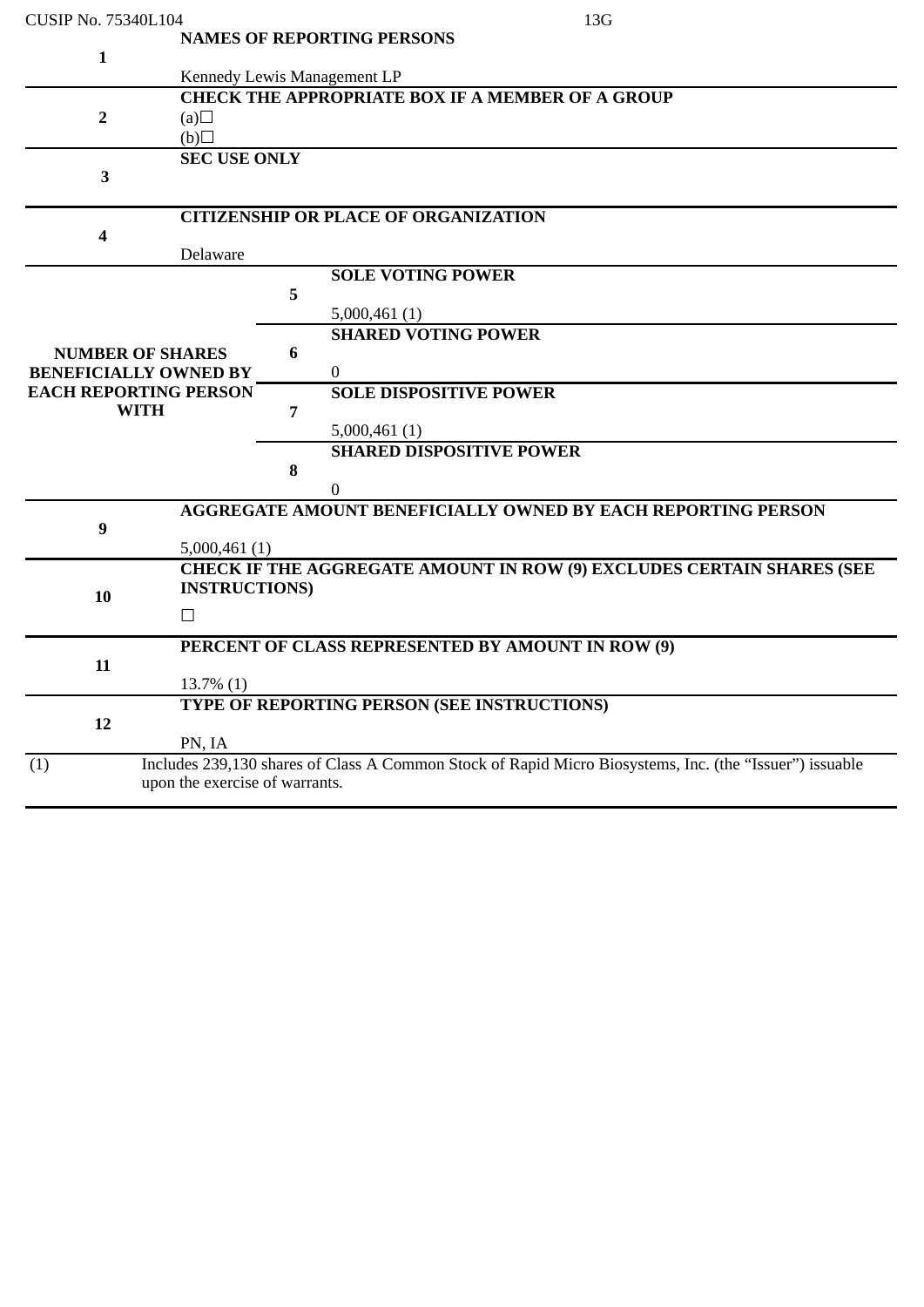CUSIP No. 75340L104 13G

| | | | |
|---|---|---|---|
| 1 | **NAMES OF REPORTING PERSONS**<br><br>Kennedy Lewis Management LP | | |
| 2 | **CHECK THE APPROPRIATE BOX IF A MEMBER OF A GROUP**<br>(a)☐<br>(b)☐ | | |
| 3 | **SEC USE ONLY** | | |
| 4 | **CITIZENSHIP OR PLACE OF ORGANIZATION**<br><br>Delaware | | |
| **NUMBER OF SHARES BENEFICIALLY OWNED BY EACH REPORTING PERSON WITH** | | 5 | **SOLE VOTING POWER**<br><br>5,000,461 (1) |
| | | 6 | **SHARED VOTING POWER**<br><br>0 |
| | | 7 | **SOLE DISPOSITIVE POWER**<br><br>5,000,461 (1) |
| | | 8 | **SHARED DISPOSITIVE POWER**<br><br>0 |
| 9 | **AGGREGATE AMOUNT BENEFICIALLY OWNED BY EACH REPORTING PERSON**<br><br>5,000,461 (1) | | |
| 10 | **CHECK IF THE AGGREGATE AMOUNT IN ROW (9) EXCLUDES CERTAIN SHARES (SEE INSTRUCTIONS)**<br><br>☐ | | |
| 11 | **PERCENT OF CLASS REPRESENTED BY AMOUNT IN ROW (9)**<br><br>13.7% (1) | | |
| 12 | **TYPE OF REPORTING PERSON (SEE INSTRUCTIONS)**<br><br>PN, IA | | |

(1) Includes 239,130 shares of Class A Common Stock of Rapid Micro Biosystems, Inc. (the "Issuer") issuable upon the exercise of warrants.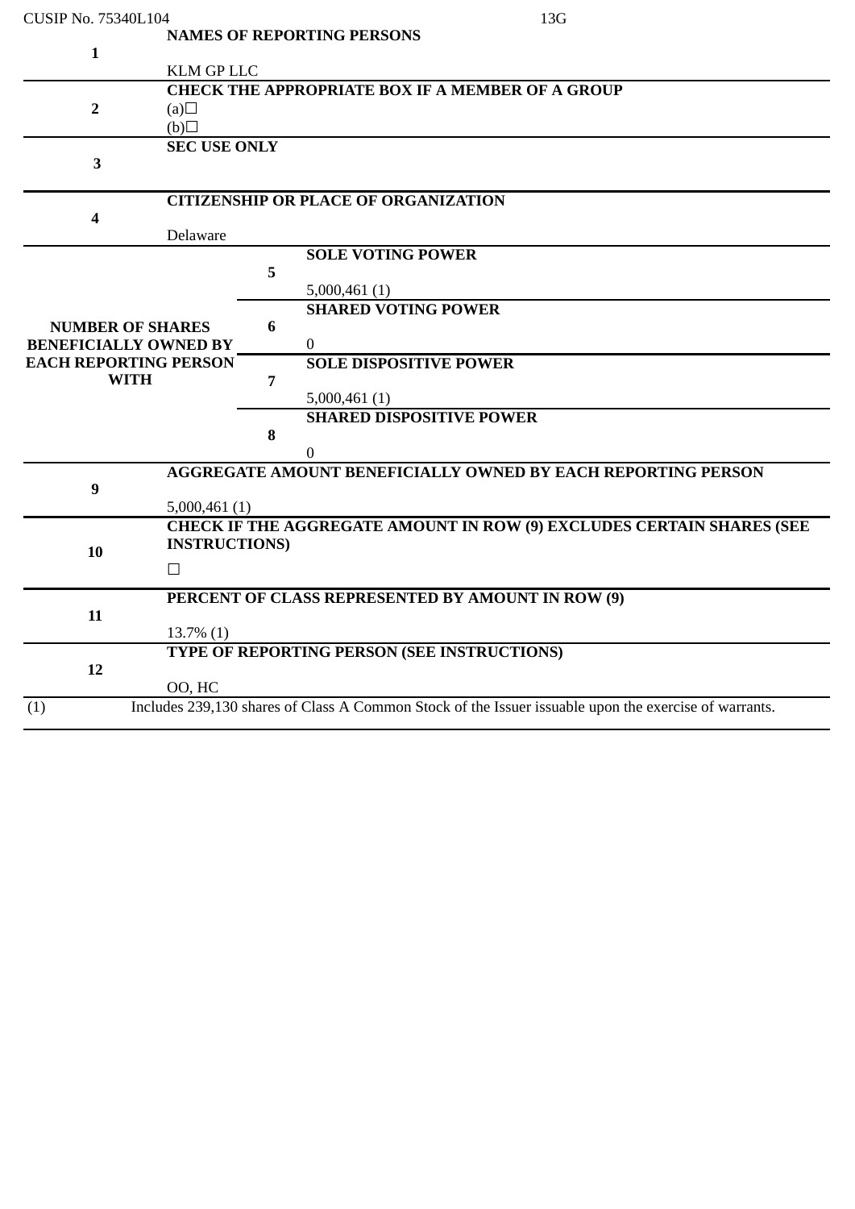CUSIP No. 75340L104 13G

| | | | |
|---|---|---|---|
| 1 | **NAMES OF REPORTING PERSONS**<br><br>KLM GP LLC | | |
| 2 | **CHECK THE APPROPRIATE BOX IF A MEMBER OF A GROUP**<br>(a)☐<br>(b)☐ | | |
| 3 | **SEC USE ONLY** | | |
| 4 | **CITIZENSHIP OR PLACE OF ORGANIZATION**<br><br>Delaware | | |
| **NUMBER OF SHARES BENEFICIALLY OWNED BY EACH REPORTING PERSON WITH** | | 5 | **SOLE VOTING POWER**<br><br>5,000,461 (1) |
| | | 6 | **SHARED VOTING POWER**<br><br>0 |
| | | 7 | **SOLE DISPOSITIVE POWER**<br><br>5,000,461 (1) |
| | | 8 | **SHARED DISPOSITIVE POWER**<br><br>0 |
| 9 | **AGGREGATE AMOUNT BENEFICIALLY OWNED BY EACH REPORTING PERSON**<br><br>5,000,461 (1) | | |
| 10 | **CHECK IF THE AGGREGATE AMOUNT IN ROW (9) EXCLUDES CERTAIN SHARES (SEE INSTRUCTIONS)**<br><br>☐ | | |
| 11 | **PERCENT OF CLASS REPRESENTED BY AMOUNT IN ROW (9)**<br><br>13.7% (1) | | |
| 12 | **TYPE OF REPORTING PERSON (SEE INSTRUCTIONS)**<br><br>OO, HC | | |

(1) Includes 239,130 shares of Class A Common Stock of the Issuer issuable upon the exercise of warrants.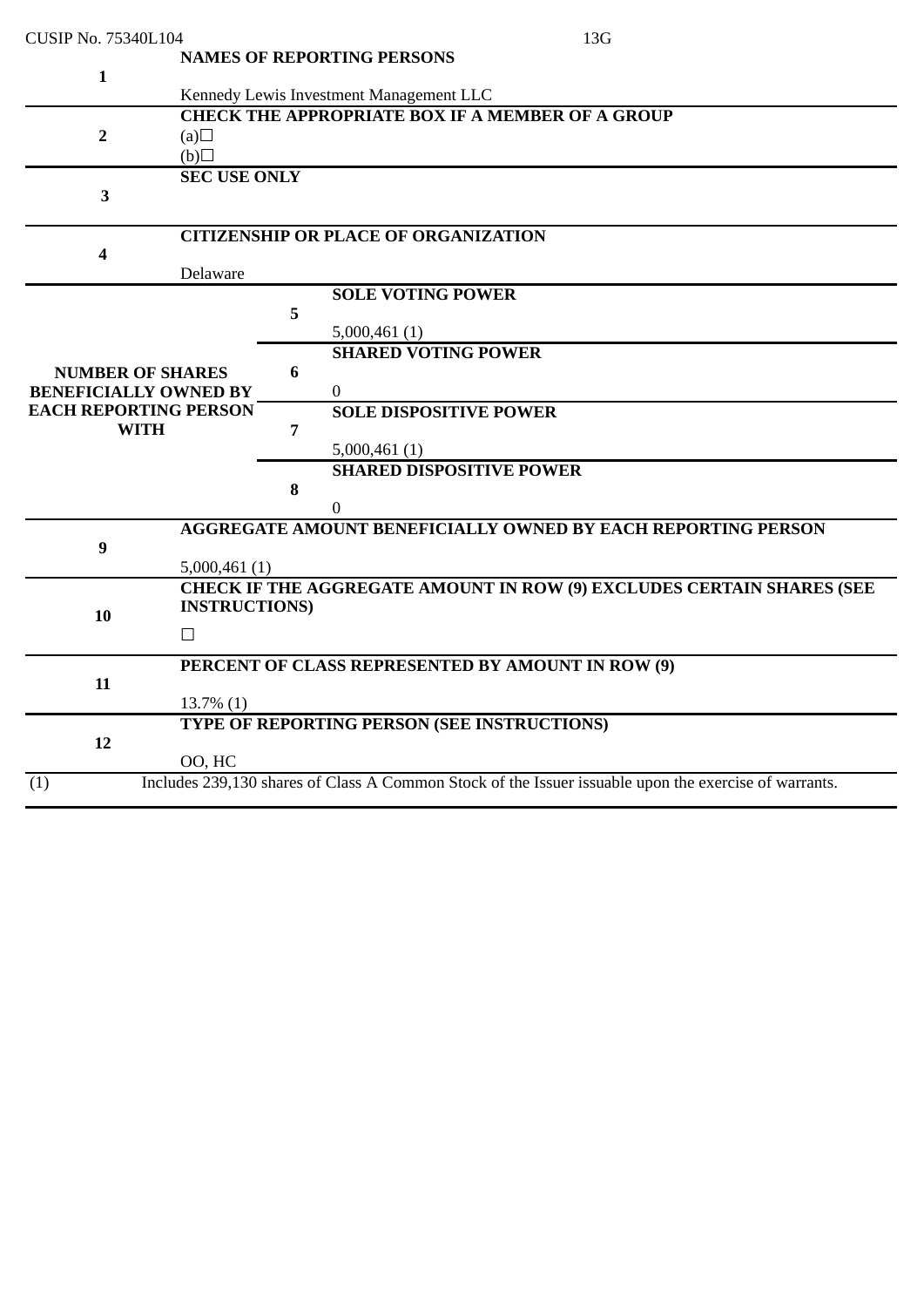CUSIP No. 75340L104 13G

| | | |
|---|---|---|
| 1 | **NAMES OF REPORTING PERSONS**<br><br>Kennedy Lewis Investment Management LLC | |
| 2 | **CHECK THE APPROPRIATE BOX IF A MEMBER OF A GROUP**<br>(a)☐<br>(b)☐ | |
| 3 | **SEC USE ONLY** | |
| 4 | **CITIZENSHIP OR PLACE OF ORGANIZATION**<br><br>Delaware | |
| **NUMBER OF SHARES BENEFICIALLY OWNED BY EACH REPORTING PERSON WITH** | 5 | **SOLE VOTING POWER**<br><br>5,000,461 (1) |
| | 6 | **SHARED VOTING POWER**<br><br>0 |
| | 7 | **SOLE DISPOSITIVE POWER**<br><br>5,000,461 (1) |
| | 8 | **SHARED DISPOSITIVE POWER**<br><br>0 |
| 9 | **AGGREGATE AMOUNT BENEFICIALLY OWNED BY EACH REPORTING PERSON**<br><br>5,000,461 (1) | |
| 10 | **CHECK IF THE AGGREGATE AMOUNT IN ROW (9) EXCLUDES CERTAIN SHARES (SEE INSTRUCTIONS)**<br><br>☐ | |
| 11 | **PERCENT OF CLASS REPRESENTED BY AMOUNT IN ROW (9)**<br><br>13.7% (1) | |
| 12 | **TYPE OF REPORTING PERSON (SEE INSTRUCTIONS)**<br><br>OO, HC | |

(1) Includes 239,130 shares of Class A Common Stock of the Issuer issuable upon the exercise of warrants.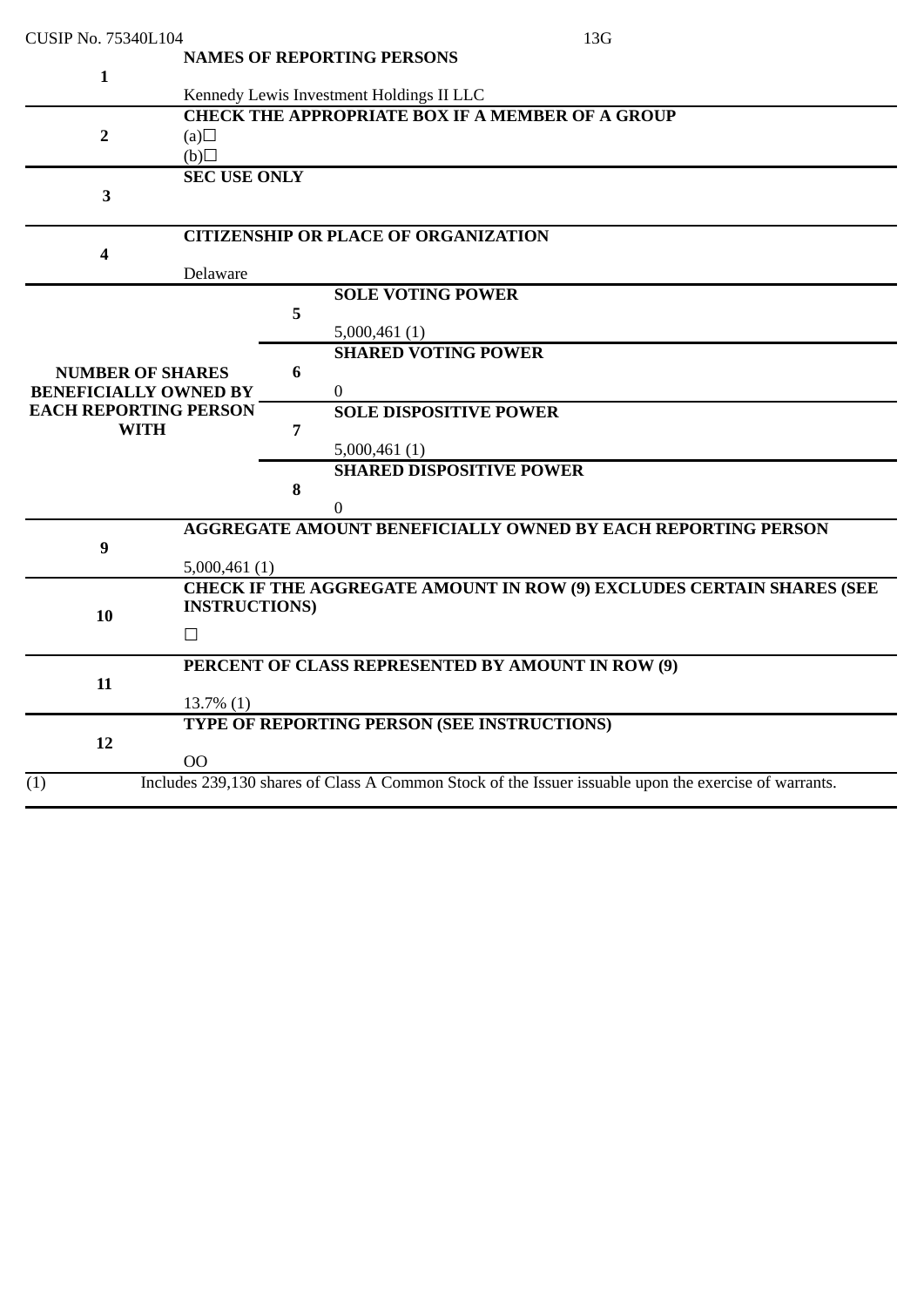CUSIP No. 75340L104 13G

| | | | |
|---|---|---|---|
| 1 | **NAMES OF REPORTING PERSONS**<br><br>Kennedy Lewis Investment Holdings II LLC | | |
| 2 | **CHECK THE APPROPRIATE BOX IF A MEMBER OF A GROUP**<br>(a)☐<br>(b)☐ | | |
| 3 | **SEC USE ONLY** | | |
| 4 | **CITIZENSHIP OR PLACE OF ORGANIZATION**<br><br>Delaware | | |
| **NUMBER OF SHARES BENEFICIALLY OWNED BY EACH REPORTING PERSON WITH** | 5 | **SOLE VOTING POWER**<br><br>5,000,461 (1) | |
| | 6 | **SHARED VOTING POWER**<br><br>0 | |
| | 7 | **SOLE DISPOSITIVE POWER**<br><br>5,000,461 (1) | |
| | 8 | **SHARED DISPOSITIVE POWER**<br><br>0 | |
| 9 | **AGGREGATE AMOUNT BENEFICIALLY OWNED BY EACH REPORTING PERSON**<br><br>5,000,461 (1) | | |
| 10 | **CHECK IF THE AGGREGATE AMOUNT IN ROW (9) EXCLUDES CERTAIN SHARES (SEE INSTRUCTIONS)**<br><br>☐ | | |
| 11 | **PERCENT OF CLASS REPRESENTED BY AMOUNT IN ROW (9)**<br><br>13.7% (1) | | |
| 12 | **TYPE OF REPORTING PERSON (SEE INSTRUCTIONS)**<br><br>OO | | |

(1) Includes 239,130 shares of Class A Common Stock of the Issuer issuable upon the exercise of warrants.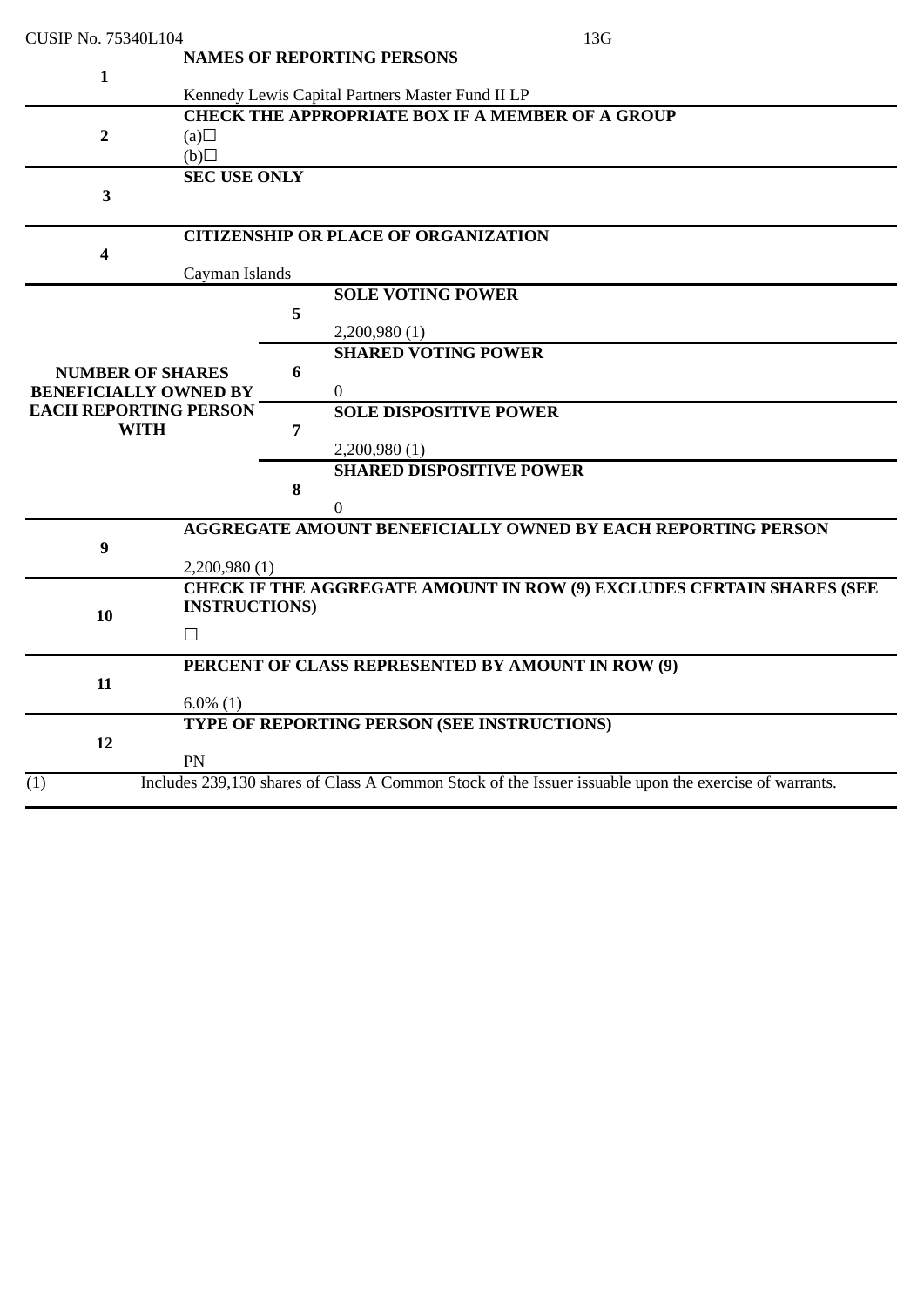CUSIP No. 75340L104 13G

| | | |
|---|---|---|
| 1 | **NAMES OF REPORTING PERSONS**<br><br>Kennedy Lewis Capital Partners Master Fund II LP | |
| 2 | **CHECK THE APPROPRIATE BOX IF A MEMBER OF A GROUP**<br>(a)☐<br>(b)☐ | |
| 3 | **SEC USE ONLY** | |
| 4 | **CITIZENSHIP OR PLACE OF ORGANIZATION**<br><br>Cayman Islands | |
| **NUMBER OF SHARES BENEFICIALLY OWNED BY EACH REPORTING PERSON WITH** | 5 | **SOLE VOTING POWER**<br><br>2,200,980 (1) |
| | 6 | **SHARED VOTING POWER**<br><br>0 |
| | 7 | **SOLE DISPOSITIVE POWER**<br><br>2,200,980 (1) |
| | 8 | **SHARED DISPOSITIVE POWER**<br><br>0 |
| 9 | **AGGREGATE AMOUNT BENEFICIALLY OWNED BY EACH REPORTING PERSON**<br><br>2,200,980 (1) | |
| 10 | **CHECK IF THE AGGREGATE AMOUNT IN ROW (9) EXCLUDES CERTAIN SHARES (SEE INSTRUCTIONS)**<br><br>☐ | |
| 11 | **PERCENT OF CLASS REPRESENTED BY AMOUNT IN ROW (9)**<br><br>6.0% (1) | |
| 12 | **TYPE OF REPORTING PERSON (SEE INSTRUCTIONS)**<br><br>PN | |

(1) Includes 239,130 shares of Class A Common Stock of the Issuer issuable upon the exercise of warrants.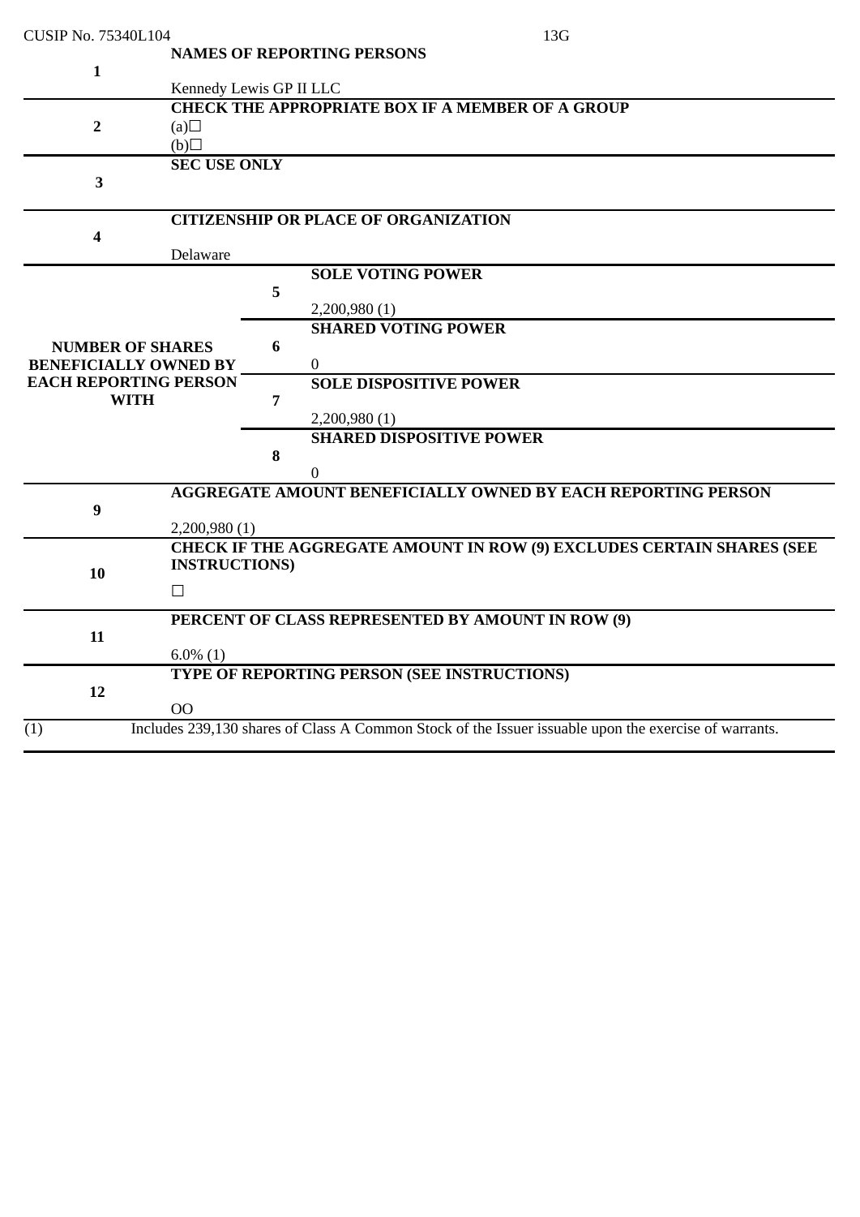CUSIP No. 75340L104 13G

| | | | |
|---|---|---|---|
| 1 | **NAMES OF REPORTING PERSONS**<br><br>Kennedy Lewis GP II LLC | | |
| 2 | **CHECK THE APPROPRIATE BOX IF A MEMBER OF A GROUP**<br>(a)☐<br>(b)☐ | | |
| 3 | **SEC USE ONLY** | | |
| 4 | **CITIZENSHIP OR PLACE OF ORGANIZATION**<br><br>Delaware | | |
| **NUMBER OF SHARES BENEFICIALLY OWNED BY EACH REPORTING PERSON WITH** | | 5 | **SOLE VOTING POWER**<br><br>2,200,980 (1) |
| | | 6 | **SHARED VOTING POWER**<br><br>0 |
| | | 7 | **SOLE DISPOSITIVE POWER**<br><br>2,200,980 (1) |
| | | 8 | **SHARED DISPOSITIVE POWER**<br><br>0 |
| 9 | **AGGREGATE AMOUNT BENEFICIALLY OWNED BY EACH REPORTING PERSON**<br><br>2,200,980 (1) | | |
| 10 | **CHECK IF THE AGGREGATE AMOUNT IN ROW (9) EXCLUDES CERTAIN SHARES (SEE INSTRUCTIONS)**<br><br>☐ | | |
| 11 | **PERCENT OF CLASS REPRESENTED BY AMOUNT IN ROW (9)**<br><br>6.0% (1) | | |
| 12 | **TYPE OF REPORTING PERSON (SEE INSTRUCTIONS)**<br><br>OO | | |

(1) Includes 239,130 shares of Class A Common Stock of the Issuer issuable upon the exercise of warrants.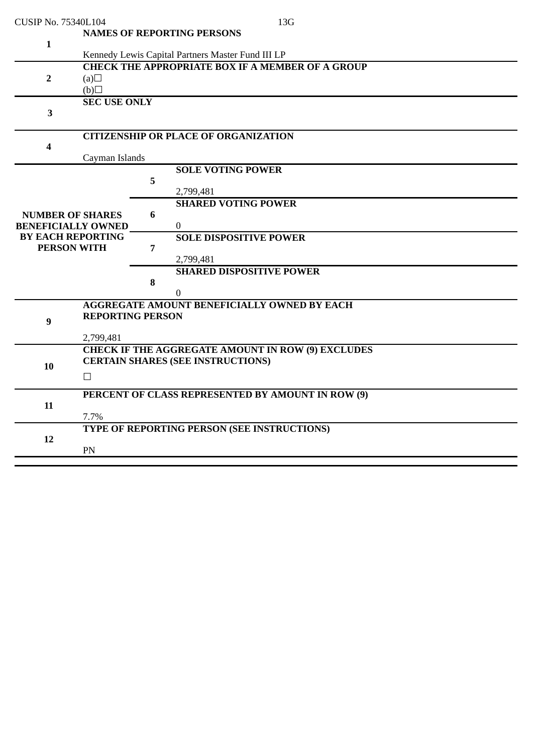CUSIP No. 75340L104 13G

| | | | |
|---|---|---|---|
| 1 | **NAMES OF REPORTING PERSONS**<br><br>Kennedy Lewis Capital Partners Master Fund III LP | | |
| 2 | **CHECK THE APPROPRIATE BOX IF A MEMBER OF A GROUP**<br>(a)☐<br>(b)☐ | | |
| 3 | **SEC USE ONLY** | | |
| 4 | **CITIZENSHIP OR PLACE OF ORGANIZATION**<br><br>Cayman Islands | | |
| **NUMBER OF SHARES BENEFICIALLY OWNED BY EACH REPORTING PERSON WITH** | | 5 | **SOLE VOTING POWER**<br><br>2,799,481 |
| | | 6 | **SHARED VOTING POWER**<br><br>0 |
| | | 7 | **SOLE DISPOSITIVE POWER**<br><br>2,799,481 |
| | | 8 | **SHARED DISPOSITIVE POWER**<br><br>0 |
| 9 | **AGGREGATE AMOUNT BENEFICIALLY OWNED BY EACH REPORTING PERSON**<br><br>2,799,481 | | |
| 10 | **CHECK IF THE AGGREGATE AMOUNT IN ROW (9) EXCLUDES CERTAIN SHARES (SEE INSTRUCTIONS)**<br><br>☐ | | |
| 11 | **PERCENT OF CLASS REPRESENTED BY AMOUNT IN ROW (9)**<br><br>7.7% | | |
| 12 | **TYPE OF REPORTING PERSON (SEE INSTRUCTIONS)**<br><br>PN | | |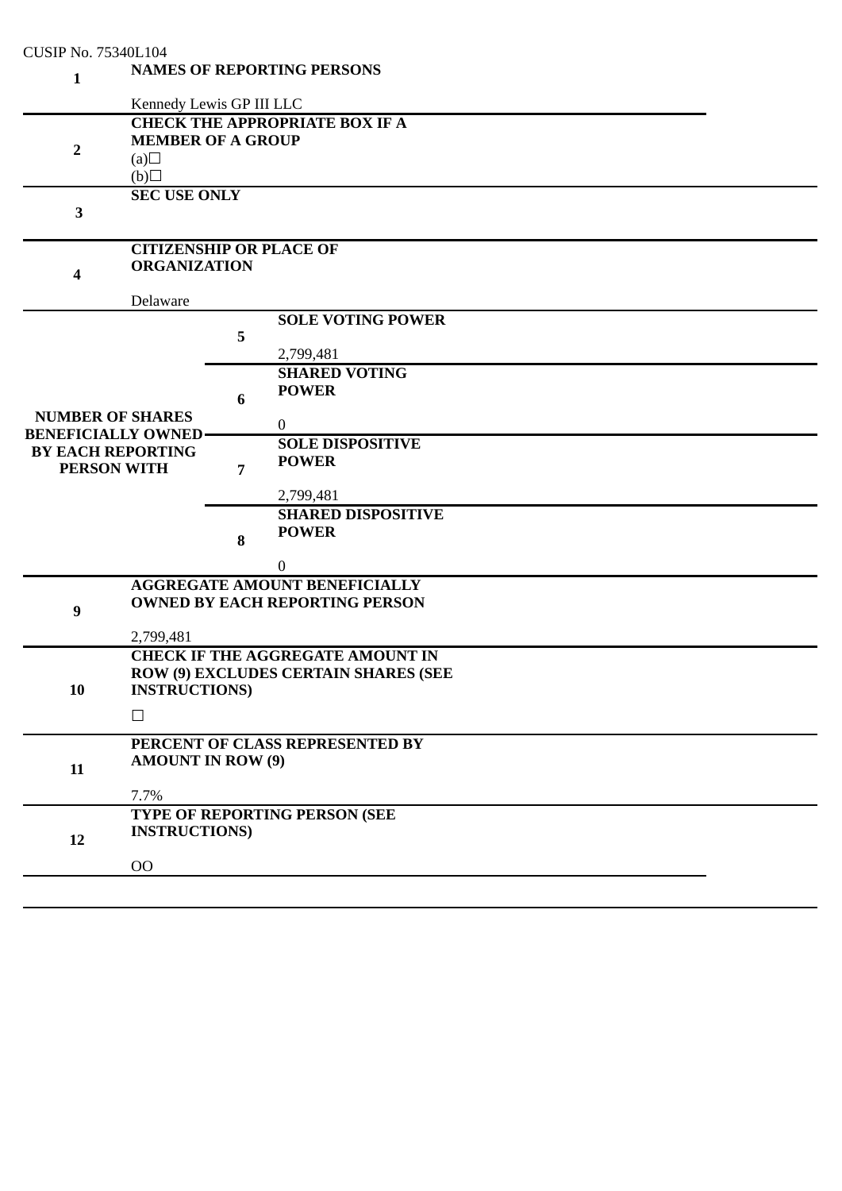CUSIP No. 75340L104

| | | | |
|---|---|---|---|
| 1 | **NAMES OF REPORTING PERSONS**<br><br>Kennedy Lewis GP III LLC | | |
| 2 | **CHECK THE APPROPRIATE BOX IF A MEMBER OF A GROUP**<br>(a)☐<br>(b)☐ | | |
| 3 | **SEC USE ONLY** | | |
| 4 | **CITIZENSHIP OR PLACE OF ORGANIZATION**<br><br>Delaware | | |
| **NUMBER OF SHARES BENEFICIALLY OWNED BY EACH REPORTING PERSON WITH** | | 5 | **SOLE VOTING POWER**<br><br>2,799,481 |
| | | 6 | **SHARED VOTING POWER**<br><br>0 |
| | | 7 | **SOLE DISPOSITIVE POWER**<br><br>2,799,481 |
| | | 8 | **SHARED DISPOSITIVE POWER**<br><br>0 |
| 9 | **AGGREGATE AMOUNT BENEFICIALLY OWNED BY EACH REPORTING PERSON**<br><br>2,799,481 | | |
| 10 | **CHECK IF THE AGGREGATE AMOUNT IN ROW (9) EXCLUDES CERTAIN SHARES (SEE INSTRUCTIONS)**<br><br>☐ | | |
| 11 | **PERCENT OF CLASS REPRESENTED BY AMOUNT IN ROW (9)**<br><br>7.7% | | |
| 12 | **TYPE OF REPORTING PERSON (SEE INSTRUCTIONS)**<br><br>OO | | |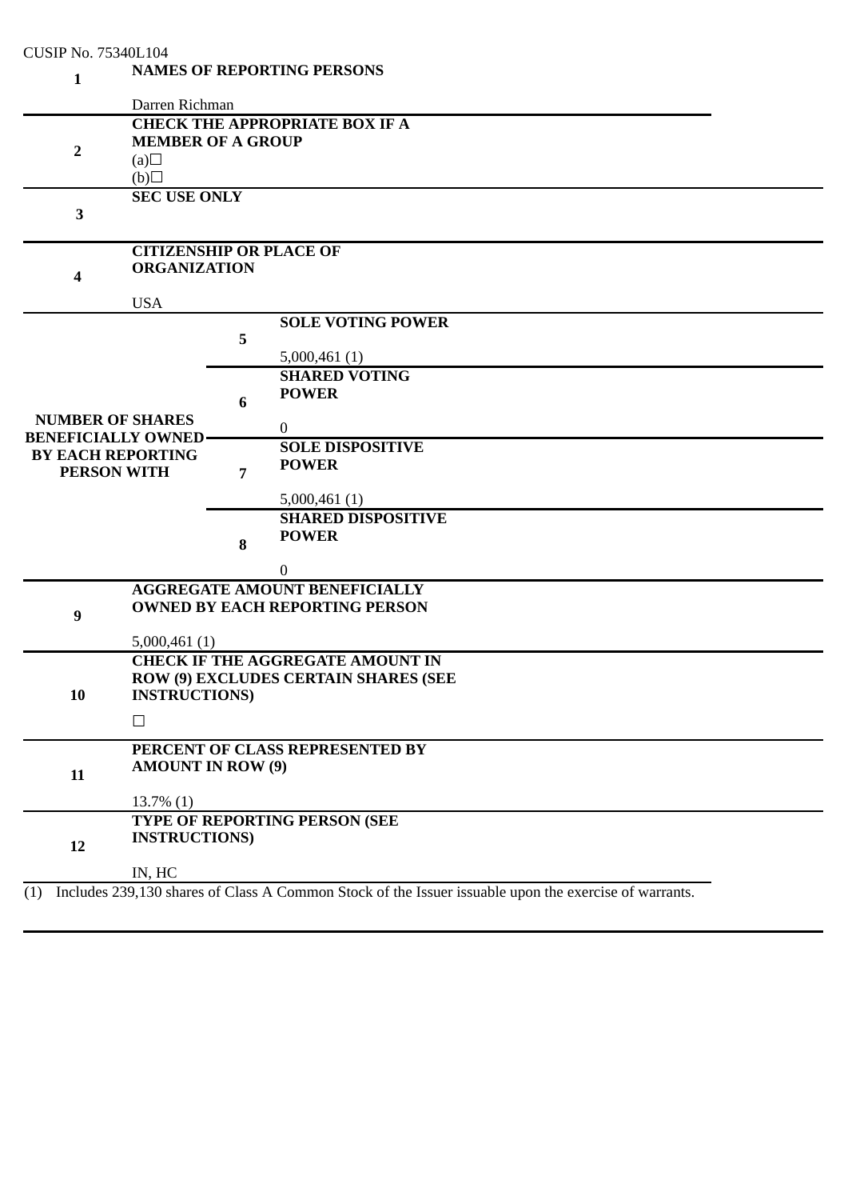CUSIP No. 75340L104

| | | | |
|---|---|---|---|
| 1 | **NAMES OF REPORTING PERSONS**<br><br>Darren Richman | | |
| 2 | **CHECK THE APPROPRIATE BOX IF A MEMBER OF A GROUP**<br>(a)☐<br>(b)☐ | | |
| 3 | **SEC USE ONLY** | | |
| 4 | **CITIZENSHIP OR PLACE OF ORGANIZATION**<br><br>USA | | |
| **NUMBER OF SHARES BENEFICIALLY OWNED BY EACH REPORTING PERSON WITH** | | 5 | **SOLE VOTING POWER**<br><br>5,000,461 (1) |
| | | 6 | **SHARED VOTING POWER**<br><br>0 |
| | | 7 | **SOLE DISPOSITIVE POWER**<br><br>5,000,461 (1) |
| | | 8 | **SHARED DISPOSITIVE POWER**<br><br>0 |
| 9 | **AGGREGATE AMOUNT BENEFICIALLY OWNED BY EACH REPORTING PERSON**<br><br>5,000,461 (1) | | |
| 10 | **CHECK IF THE AGGREGATE AMOUNT IN ROW (9) EXCLUDES CERTAIN SHARES (SEE INSTRUCTIONS)**<br><br>☐ | | |
| 11 | **PERCENT OF CLASS REPRESENTED BY AMOUNT IN ROW (9)**<br><br>13.7% (1) | | |
| 12 | **TYPE OF REPORTING PERSON (SEE INSTRUCTIONS)**<br><br>IN, HC | | |

(1) Includes 239,130 shares of Class A Common Stock of the Issuer issuable upon the exercise of warrants.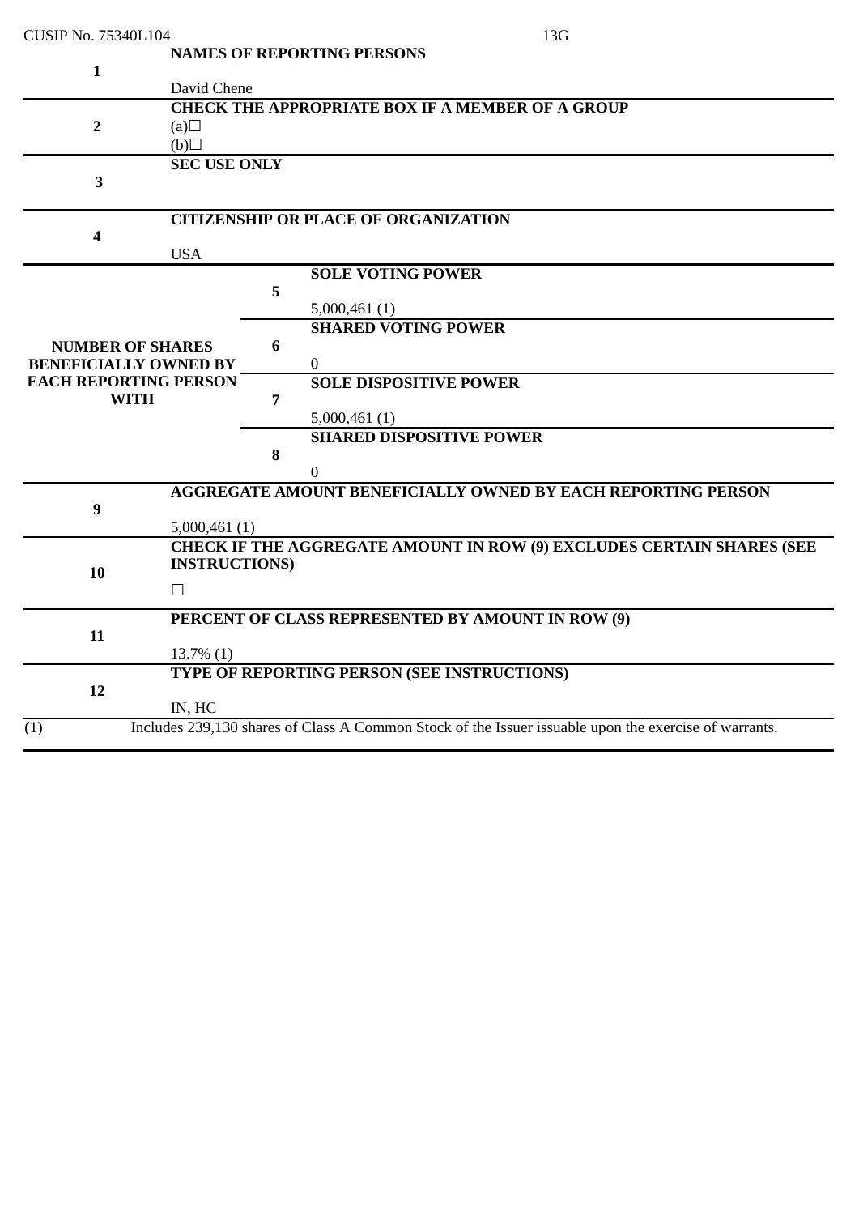CUSIP No. 75340L104 13G

| | | | |
|---|---|---|---|
| 1 | **NAMES OF REPORTING PERSONS**<br><br>David Chene | | |
| 2 | **CHECK THE APPROPRIATE BOX IF A MEMBER OF A GROUP**<br>(a)☐<br>(b)☐ | | |
| 3 | **SEC USE ONLY** | | |
| 4 | **CITIZENSHIP OR PLACE OF ORGANIZATION**<br><br>USA | | |
| **NUMBER OF SHARES BENEFICIALLY OWNED BY EACH REPORTING PERSON WITH** | | 5 | **SOLE VOTING POWER**<br><br>5,000,461 (1) |
| | | 6 | **SHARED VOTING POWER**<br><br>0 |
| | | 7 | **SOLE DISPOSITIVE POWER**<br><br>5,000,461 (1) |
| | | 8 | **SHARED DISPOSITIVE POWER**<br><br>0 |
| 9 | **AGGREGATE AMOUNT BENEFICIALLY OWNED BY EACH REPORTING PERSON**<br><br>5,000,461 (1) | | |
| 10 | **CHECK IF THE AGGREGATE AMOUNT IN ROW (9) EXCLUDES CERTAIN SHARES (SEE INSTRUCTIONS)**<br><br>☐ | | |
| 11 | **PERCENT OF CLASS REPRESENTED BY AMOUNT IN ROW (9)**<br><br>13.7% (1) | | |
| 12 | **TYPE OF REPORTING PERSON (SEE INSTRUCTIONS)**<br><br>IN, HC | | |

(1) Includes 239,130 shares of Class A Common Stock of the Issuer issuable upon the exercise of warrants.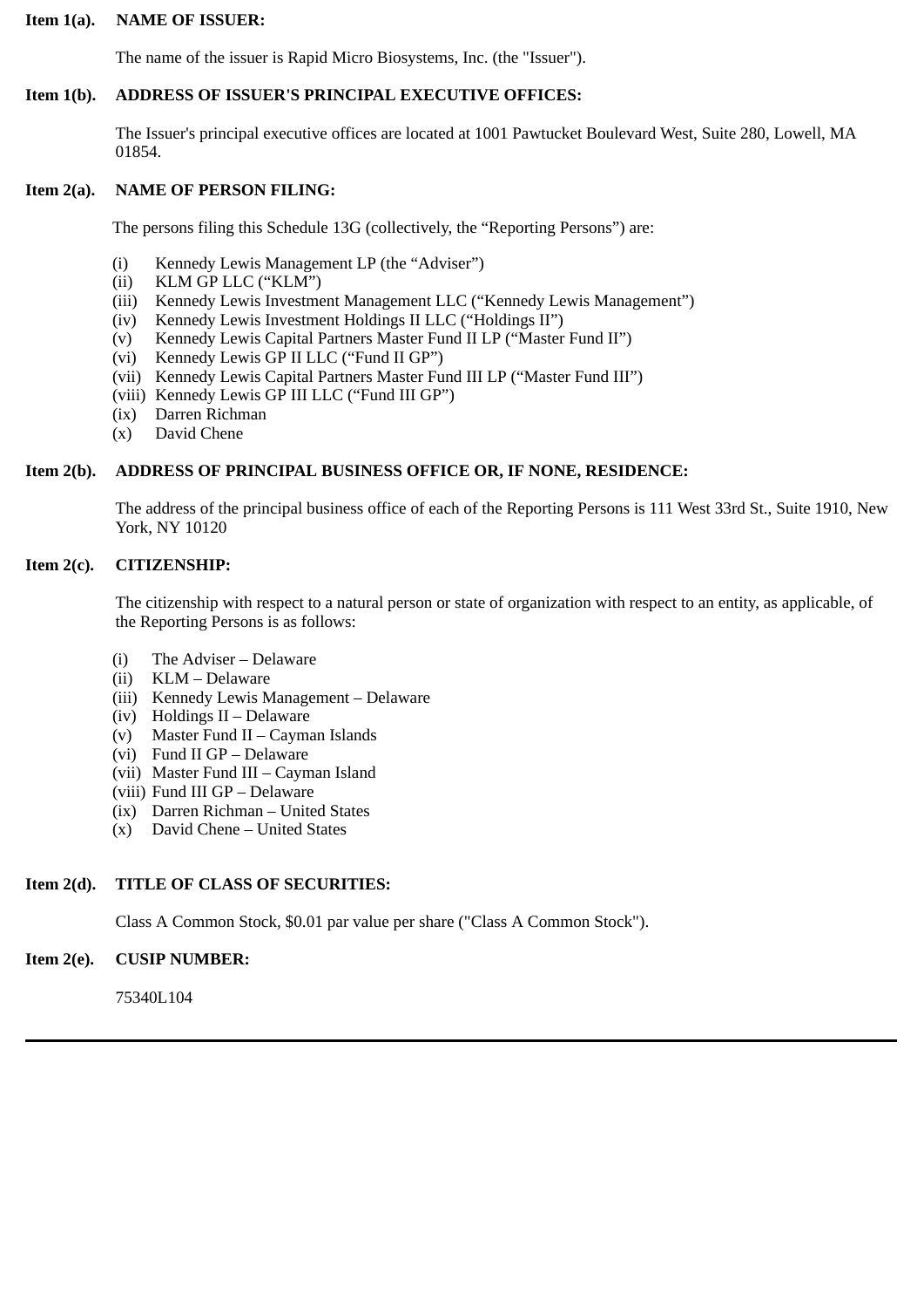**Item 1(a). NAME OF ISSUER:**

The name of the issuer is Rapid Micro Biosystems, Inc. (the "Issuer").

**Item 1(b). ADDRESS OF ISSUER'S PRINCIPAL EXECUTIVE OFFICES:**

The Issuer's principal executive offices are located at 1001 Pawtucket Boulevard West, Suite 280, Lowell, MA 01854.

**Item 2(a). NAME OF PERSON FILING:**

The persons filing this Schedule 13G (collectively, the "Reporting Persons") are:

(i) Kennedy Lewis Management LP (the "Adviser")
(ii) KLM GP LLC ("KLM")
(iii) Kennedy Lewis Investment Management LLC ("Kennedy Lewis Management")
(iv) Kennedy Lewis Investment Holdings II LLC ("Holdings II")
(v) Kennedy Lewis Capital Partners Master Fund II LP ("Master Fund II")
(vi) Kennedy Lewis GP II LLC ("Fund II GP")
(vii) Kennedy Lewis Capital Partners Master Fund III LP ("Master Fund III")
(viii) Kennedy Lewis GP III LLC ("Fund III GP")
(ix) Darren Richman
(x) David Chene

**Item 2(b). ADDRESS OF PRINCIPAL BUSINESS OFFICE OR, IF NONE, RESIDENCE:**

The address of the principal business office of each of the Reporting Persons is 111 West 33rd St., Suite 1910, New York, NY 10120

**Item 2(c). CITIZENSHIP:**

The citizenship with respect to a natural person or state of organization with respect to an entity, as applicable, of the Reporting Persons is as follows:

(i) The Adviser – Delaware
(ii) KLM – Delaware
(iii) Kennedy Lewis Management – Delaware
(iv) Holdings II – Delaware
(v) Master Fund II – Cayman Islands
(vi) Fund II GP – Delaware
(vii) Master Fund III – Cayman Island
(viii) Fund III GP – Delaware
(ix) Darren Richman – United States
(x) David Chene – United States

**Item 2(d). TITLE OF CLASS OF SECURITIES:**

Class A Common Stock, $0.01 par value per share ("Class A Common Stock").

**Item 2(e). CUSIP NUMBER:**

75340L104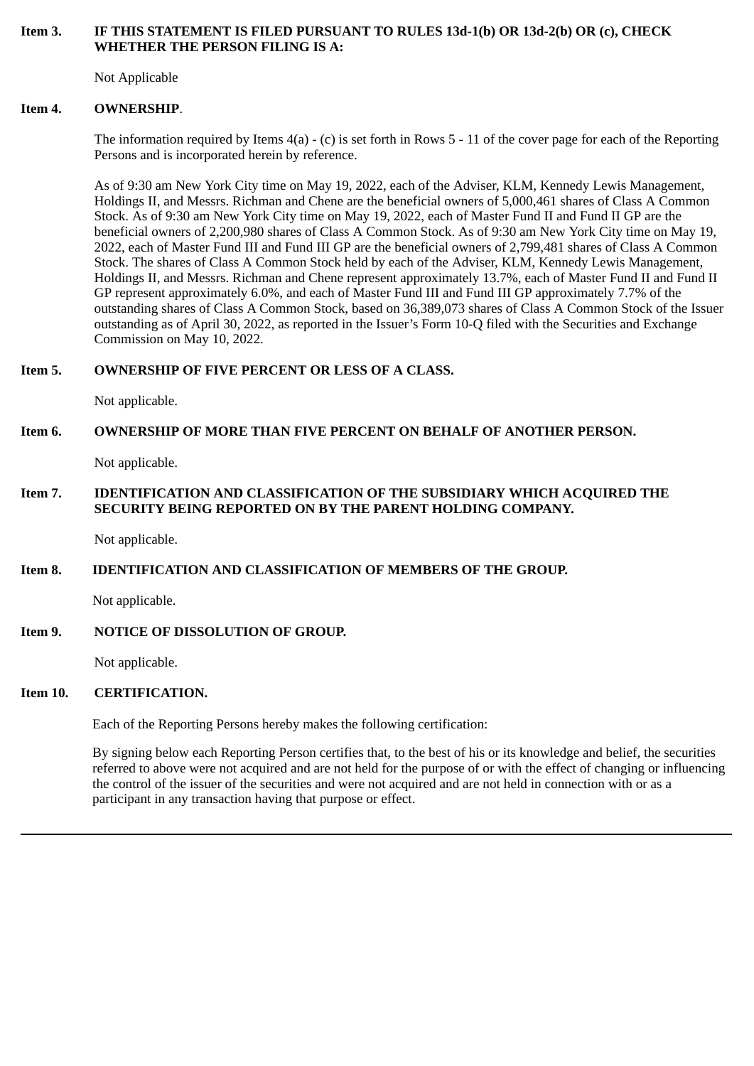**Item 3. IF THIS STATEMENT IS FILED PURSUANT TO RULES 13d-1(b) OR 13d-2(b) OR (c), CHECK WHETHER THE PERSON FILING IS A:**

Not Applicable

**Item 4. OWNERSHIP**.

The information required by Items 4(a) - (c) is set forth in Rows 5 - 11 of the cover page for each of the Reporting Persons and is incorporated herein by reference.

As of 9:30 am New York City time on May 19, 2022, each of the Adviser, KLM, Kennedy Lewis Management, Holdings II, and Messrs. Richman and Chene are the beneficial owners of 5,000,461 shares of Class A Common Stock. As of 9:30 am New York City time on May 19, 2022, each of Master Fund II and Fund II GP are the beneficial owners of 2,200,980 shares of Class A Common Stock. As of 9:30 am New York City time on May 19, 2022, each of Master Fund III and Fund III GP are the beneficial owners of 2,799,481 shares of Class A Common Stock. The shares of Class A Common Stock held by each of the Adviser, KLM, Kennedy Lewis Management, Holdings II, and Messrs. Richman and Chene represent approximately 13.7%, each of Master Fund II and Fund II GP represent approximately 6.0%, and each of Master Fund III and Fund III GP approximately 7.7% of the outstanding shares of Class A Common Stock, based on 36,389,073 shares of Class A Common Stock of the Issuer outstanding as of April 30, 2022, as reported in the Issuer's Form 10-Q filed with the Securities and Exchange Commission on May 10, 2022.

**Item 5. OWNERSHIP OF FIVE PERCENT OR LESS OF A CLASS.**

Not applicable.

**Item 6. OWNERSHIP OF MORE THAN FIVE PERCENT ON BEHALF OF ANOTHER PERSON.**

Not applicable.

**Item 7. IDENTIFICATION AND CLASSIFICATION OF THE SUBSIDIARY WHICH ACQUIRED THE SECURITY BEING REPORTED ON BY THE PARENT HOLDING COMPANY.**

Not applicable.

**Item 8. IDENTIFICATION AND CLASSIFICATION OF MEMBERS OF THE GROUP.**

Not applicable.

**Item 9. NOTICE OF DISSOLUTION OF GROUP.**

Not applicable.

**Item 10. CERTIFICATION.**

Each of the Reporting Persons hereby makes the following certification:

By signing below each Reporting Person certifies that, to the best of his or its knowledge and belief, the securities referred to above were not acquired and are not held for the purpose of or with the effect of changing or influencing the control of the issuer of the securities and were not acquired and are not held in connection with or as a participant in any transaction having that purpose or effect.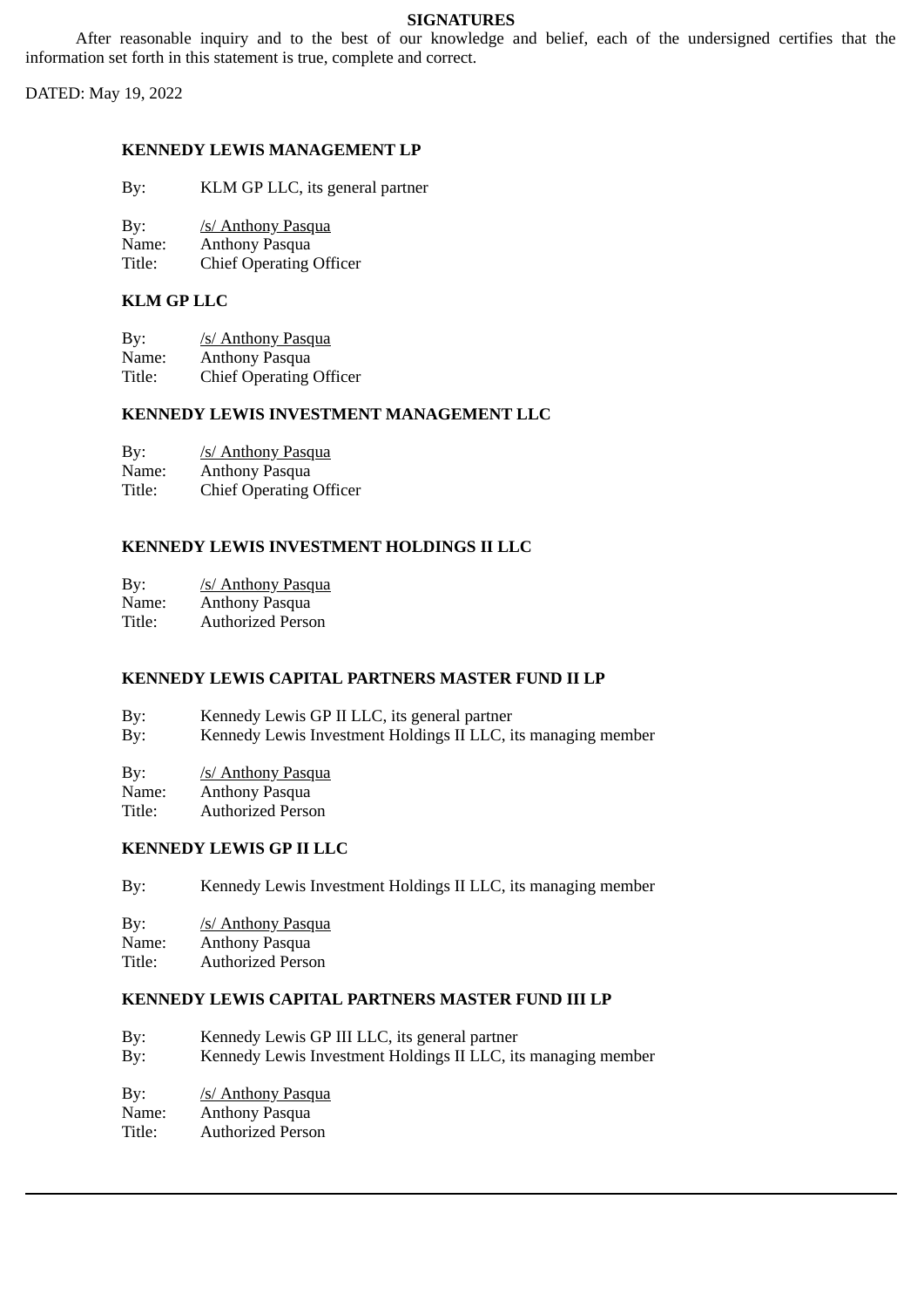## SIGNATURES

After reasonable inquiry and to the best of our knowledge and belief, each of the undersigned certifies that the information set forth in this statement is true, complete and correct.

DATED: May 19, 2022

**KENNEDY LEWIS MANAGEMENT LP**

By: KLM GP LLC, its general partner

By: /s/ Anthony Pasqua
Name: Anthony Pasqua
Title: Chief Operating Officer

**KLM GP LLC**

By: /s/ Anthony Pasqua
Name: Anthony Pasqua
Title: Chief Operating Officer

**KENNEDY LEWIS INVESTMENT MANAGEMENT LLC**

By: /s/ Anthony Pasqua
Name: Anthony Pasqua
Title: Chief Operating Officer

**KENNEDY LEWIS INVESTMENT HOLDINGS II LLC**

By: /s/ Anthony Pasqua
Name: Anthony Pasqua
Title: Authorized Person

**KENNEDY LEWIS CAPITAL PARTNERS MASTER FUND II LP**

By: Kennedy Lewis GP II LLC, its general partner
By: Kennedy Lewis Investment Holdings II LLC, its managing member

By: /s/ Anthony Pasqua
Name: Anthony Pasqua
Title: Authorized Person

**KENNEDY LEWIS GP II LLC**

By: Kennedy Lewis Investment Holdings II LLC, its managing member

By: /s/ Anthony Pasqua
Name: Anthony Pasqua
Title: Authorized Person

**KENNEDY LEWIS CAPITAL PARTNERS MASTER FUND III LP**

By: Kennedy Lewis GP III LLC, its general partner
By: Kennedy Lewis Investment Holdings II LLC, its managing member

By: /s/ Anthony Pasqua
Name: Anthony Pasqua
Title: Authorized Person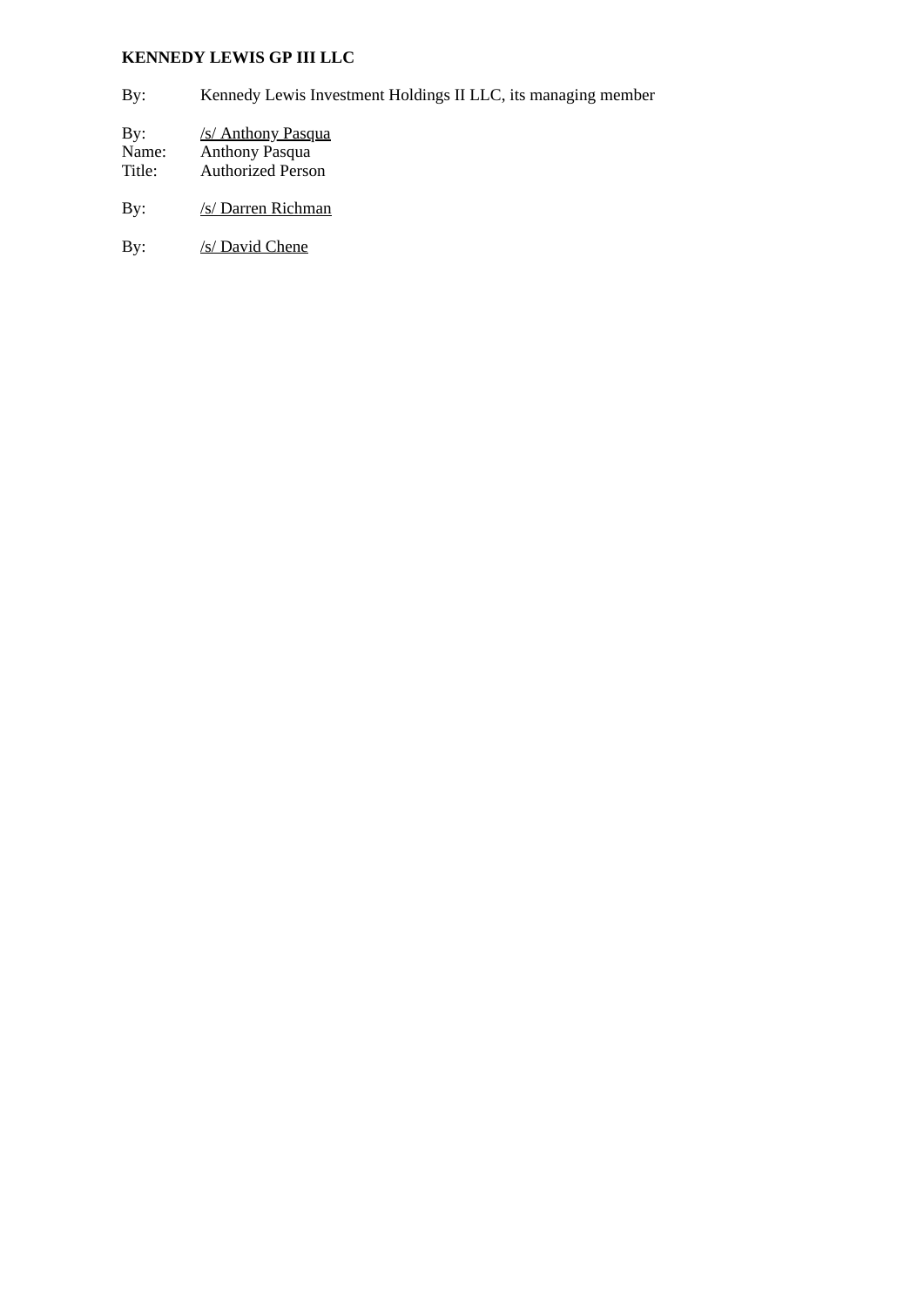**KENNEDY LEWIS GP III LLC**

By: Kennedy Lewis Investment Holdings II LLC, its managing member

By: /s/ Anthony Pasqua
Name: Anthony Pasqua
Title: Authorized Person

By: /s/ Darren Richman

By: /s/ David Chene